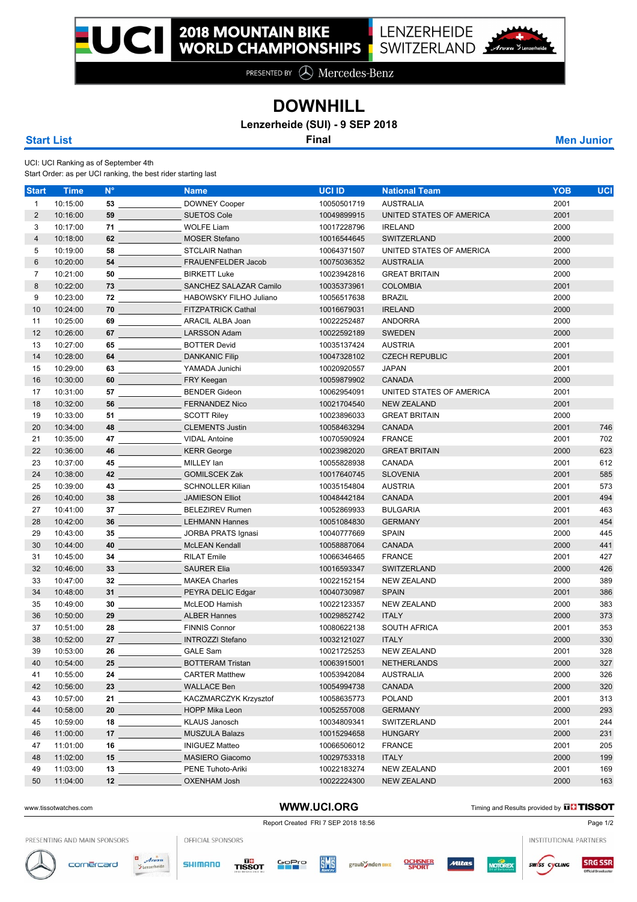# 2018 MOUNTAIN BIKE WORLD CHAMPIONSHIPS

LENZERHEIDE SWITZERLAND

PRESENTED BY Mercedes-Benz

## DOWNHILL

**Lenzerheide (SUI) - 9 SEP 2018**

**Start List** | **Final** | **Men Junior**

UCI: UCI Ranking as of September 4th
Start Order: as per UCI ranking, the best rider starting last

| Start | Time | N° | | Name | UCI ID | National Team | YOB | UCI |
|---|---|---|---|---|---|---|---|---|
| 1 | 10:15:00 | 53 | | DOWNEY Cooper | 10050501719 | AUSTRALIA | 2001 | |
| 2 | 10:16:00 | 59 | | SUETOS Cole | 10049899915 | UNITED STATES OF AMERICA | 2001 | |
| 3 | 10:17:00 | 71 | | WOLFE Liam | 10017228796 | IRELAND | 2000 | |
| 4 | 10:18:00 | 62 | | MOSER Stefano | 10016544645 | SWITZERLAND | 2000 | |
| 5 | 10:19:00 | 58 | | STCLAIR Nathan | 10064371507 | UNITED STATES OF AMERICA | 2000 | |
| 6 | 10:20:00 | 54 | | FRAUENFELDER Jacob | 10075036352 | AUSTRALIA | 2000 | |
| 7 | 10:21:00 | 50 | | BIRKETT Luke | 10023942816 | GREAT BRITAIN | 2000 | |
| 8 | 10:22:00 | 73 | | SANCHEZ SALAZAR Camilo | 10035373961 | COLOMBIA | 2001 | |
| 9 | 10:23:00 | 72 | | HABOWSKY FILHO Juliano | 10056517638 | BRAZIL | 2000 | |
| 10 | 10:24:00 | 70 | | FITZPATRICK Cathal | 10016679031 | IRELAND | 2000 | |
| 11 | 10:25:00 | 69 | | ARACIL ALBA Joan | 10022252487 | ANDORRA | 2000 | |
| 12 | 10:26:00 | 67 | | LARSSON Adam | 10022592189 | SWEDEN | 2000 | |
| 13 | 10:27:00 | 65 | | BOTTER Devid | 10035137424 | AUSTRIA | 2001 | |
| 14 | 10:28:00 | 64 | | DANKANIC Filip | 10047328102 | CZECH REPUBLIC | 2001 | |
| 15 | 10:29:00 | 63 | | YAMADA Junichi | 10020920557 | JAPAN | 2001 | |
| 16 | 10:30:00 | 60 | | FRY Keegan | 10059879902 | CANADA | 2000 | |
| 17 | 10:31:00 | 57 | | BENDER Gideon | 10062954091 | UNITED STATES OF AMERICA | 2001 | |
| 18 | 10:32:00 | 56 | | FERNANDEZ Nico | 10021704540 | NEW ZEALAND | 2001 | |
| 19 | 10:33:00 | 51 | | SCOTT Riley | 10023896033 | GREAT BRITAIN | 2000 | |
| 20 | 10:34:00 | 48 | | CLEMENTS Justin | 10058463294 | CANADA | 2001 | 746 |
| 21 | 10:35:00 | 47 | | VIDAL Antoine | 10070590924 | FRANCE | 2001 | 702 |
| 22 | 10:36:00 | 46 | | KERR George | 10023982020 | GREAT BRITAIN | 2000 | 623 |
| 23 | 10:37:00 | 45 | | MILLEY Ian | 10055828938 | CANADA | 2001 | 612 |
| 24 | 10:38:00 | 42 | | GOMILSCEK Zak | 10017640745 | SLOVENIA | 2001 | 585 |
| 25 | 10:39:00 | 43 | | SCHNOLLER Kilian | 10035154804 | AUSTRIA | 2001 | 573 |
| 26 | 10:40:00 | 38 | | JAMIESON Elliot | 10048442184 | CANADA | 2001 | 494 |
| 27 | 10:41:00 | 37 | | BELEZIREV Rumen | 10052869933 | BULGARIA | 2001 | 463 |
| 28 | 10:42:00 | 36 | | LEHMANN Hannes | 10051084830 | GERMANY | 2001 | 454 |
| 29 | 10:43:00 | 35 | | JORBA PRATS Ignasi | 10040777669 | SPAIN | 2000 | 445 |
| 30 | 10:44:00 | 40 | | McLEAN Kendall | 10058887064 | CANADA | 2000 | 441 |
| 31 | 10:45:00 | 34 | | RILAT Emile | 10066346465 | FRANCE | 2001 | 427 |
| 32 | 10:46:00 | 33 | | SAURER Elia | 10016593347 | SWITZERLAND | 2000 | 426 |
| 33 | 10:47:00 | 32 | | MAKEA Charles | 10022152154 | NEW ZEALAND | 2000 | 389 |
| 34 | 10:48:00 | 31 | | PEYRA DELIC Edgar | 10040730987 | SPAIN | 2001 | 386 |
| 35 | 10:49:00 | 30 | | McLEOD Hamish | 10022123357 | NEW ZEALAND | 2000 | 383 |
| 36 | 10:50:00 | 29 | | ALBER Hannes | 10029852742 | ITALY | 2000 | 373 |
| 37 | 10:51:00 | 28 | | FINNIS Connor | 10080622138 | SOUTH AFRICA | 2001 | 353 |
| 38 | 10:52:00 | 27 | | INTROZZI Stefano | 10032121027 | ITALY | 2000 | 330 |
| 39 | 10:53:00 | 26 | | GALE Sam | 10021725253 | NEW ZEALAND | 2001 | 328 |
| 40 | 10:54:00 | 25 | | BOTTERAM Tristan | 10063915001 | NETHERLANDS | 2000 | 327 |
| 41 | 10:55:00 | 24 | | CARTER Matthew | 10053942084 | AUSTRALIA | 2000 | 326 |
| 42 | 10:56:00 | 23 | | WALLACE Ben | 10054994738 | CANADA | 2000 | 320 |
| 43 | 10:57:00 | 21 | | KACZMARCZYK Krzysztof | 10058635773 | POLAND | 2001 | 313 |
| 44 | 10:58:00 | 20 | | HOPP Mika Leon | 10052557008 | GERMANY | 2000 | 293 |
| 45 | 10:59:00 | 18 | | KLAUS Janosch | 10034809341 | SWITZERLAND | 2001 | 244 |
| 46 | 11:00:00 | 17 | | MUSZULA Balazs | 10015294658 | HUNGARY | 2000 | 231 |
| 47 | 11:01:00 | 16 | | INIGUEZ Matteo | 10066506012 | FRANCE | 2001 | 205 |
| 48 | 11:02:00 | 15 | | MASIERO Giacomo | 10029753318 | ITALY | 2000 | 199 |
| 49 | 11:03:00 | 13 | | PENE Tuhoto-Ariki | 10022183274 | NEW ZEALAND | 2001 | 169 |
| 50 | 11:04:00 | 12 | | OXENHAM Josh | 10022224300 | NEW ZEALAND | 2000 | 163 |

www.tissotwatches.com | WWW.UCI.ORG | Timing and Results provided by TISSOT

Report Created FRI 7 SEP 2018 18:56

PRESENTING AND MAIN SPONSORS | OFFICIAL SPONSORS | INSTITUTIONAL PARTNERS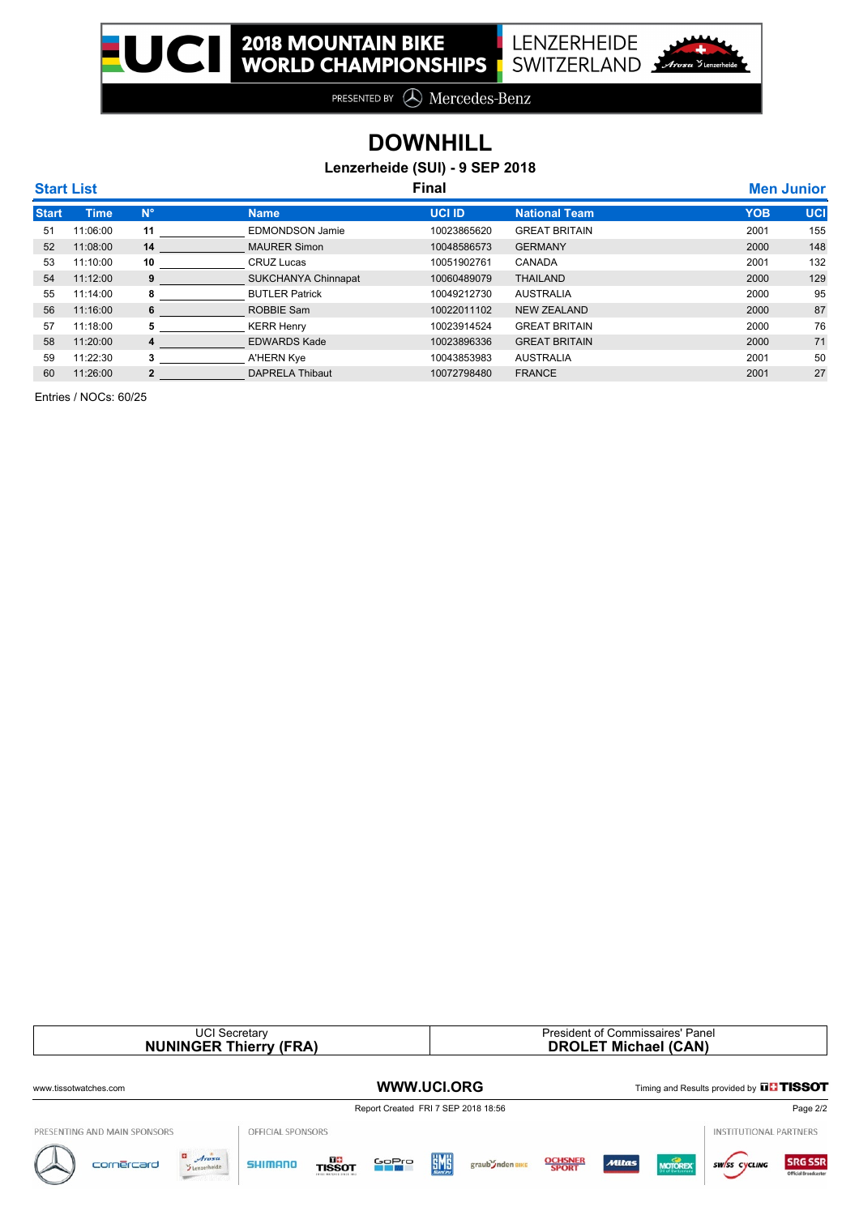# DOWNHILL

**Lenzerheide (SUI) - 9 SEP 2018**

**Start List** — **Final** — **Men Junior**

| Start | Time | N° | | Name | UCI ID | National Team | YOB | UCI |
|---|---|---|---|---|---|---|---|---|
| 51 | 11:06:00 | 11 | | EDMONDSON Jamie | 10023865620 | GREAT BRITAIN | 2001 | 155 |
| 52 | 11:08:00 | 14 | | MAURER Simon | 10048586573 | GERMANY | 2000 | 148 |
| 53 | 11:10:00 | 10 | | CRUZ Lucas | 10051902761 | CANADA | 2001 | 132 |
| 54 | 11:12:00 | 9 | | SUKCHANYA Chinnapat | 10060489079 | THAILAND | 2000 | 129 |
| 55 | 11:14:00 | 8 | | BUTLER Patrick | 10049212730 | AUSTRALIA | 2000 | 95 |
| 56 | 11:16:00 | 6 | | ROBBIE Sam | 10022011102 | NEW ZEALAND | 2000 | 87 |
| 57 | 11:18:00 | 5 | | KERR Henry | 10023914524 | GREAT BRITAIN | 2000 | 76 |
| 58 | 11:20:00 | 4 | | EDWARDS Kade | 10023896336 | GREAT BRITAIN | 2000 | 71 |
| 59 | 11:22:30 | 3 | | A'HERN Kye | 10043853983 | AUSTRALIA | 2001 | 50 |
| 60 | 11:26:00 | 2 | | DAPRELA Thibaut | 10072798480 | FRANCE | 2001 | 27 |

Entries / NOCs: 60/25

| UCI Secretary | President of Commissaires' Panel |
|---|---|
| **NUNINGER Thierry (FRA)** | **DROLET Michael (CAN)** |

www.tissotwatches.com — WWW.UCI.ORG — Timing and Results provided by TISSOT

Report Created FRI 7 SEP 2018 18:56